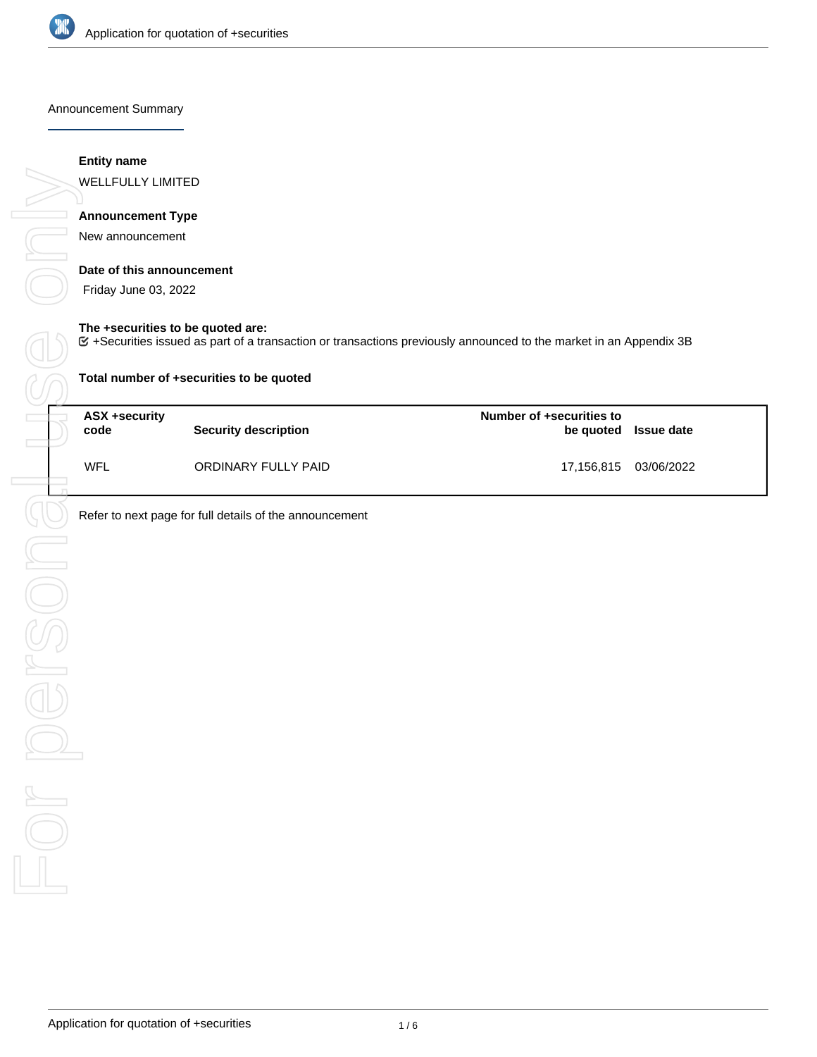Announcement Summary

**Entity name**

WELLFULLY LIMITED

**Announcement Type**

New announcement

**Date of this announcement**

Friday June 03, 2022

**The +securities to be quoted are:**

☑ +Securities issued as part of a transaction or transactions previously announced to the market in an Appendix 3B

**Total number of +securities to be quoted**

| ASX +security code | Security description | Number of +securities to be quoted | Issue date |
|---|---|---|---|
| WFL | ORDINARY FULLY PAID | 17,156,815 | 03/06/2022 |

Refer to next page for full details of the announcement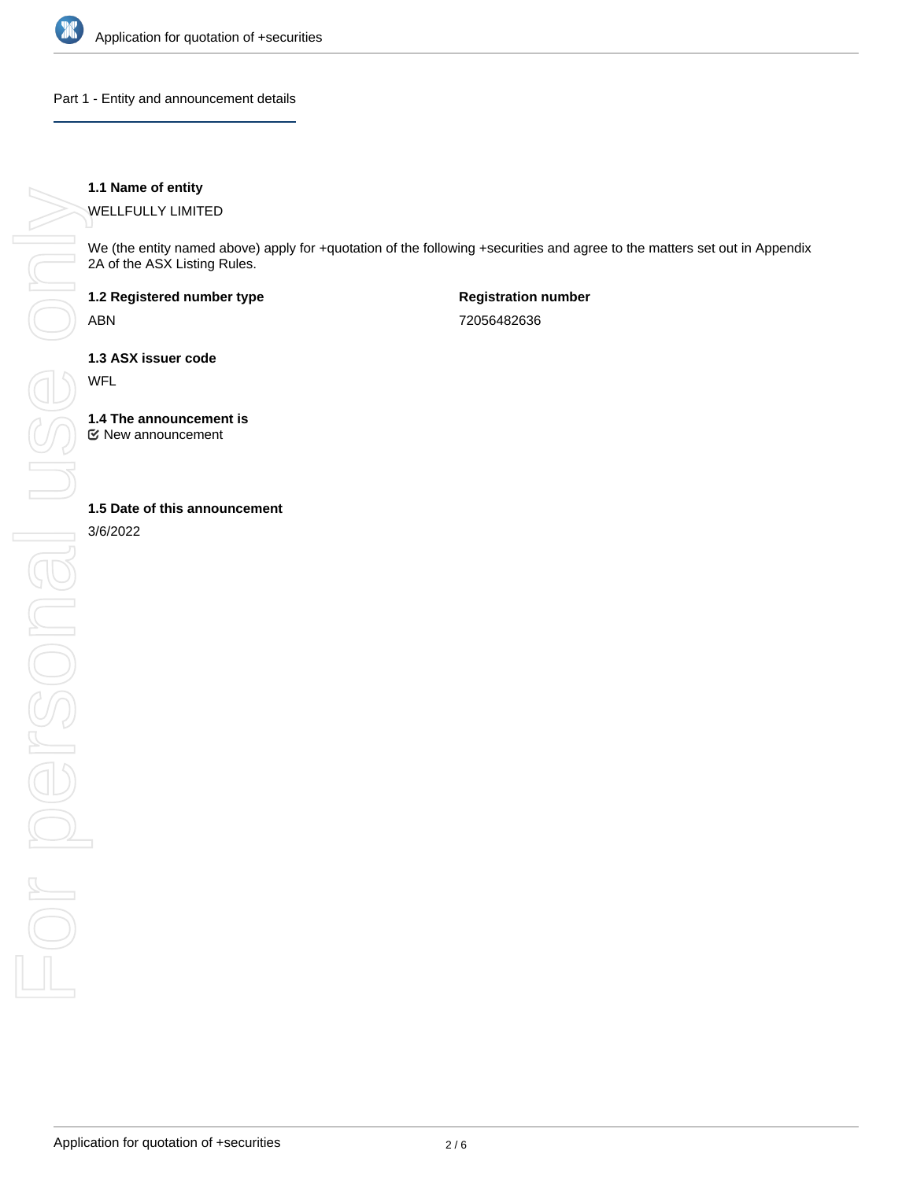## Part 1 - Entity and announcement details

**1.1 Name of entity**

WELLFULLY LIMITED

We (the entity named above) apply for +quotation of the following +securities and agree to the matters set out in Appendix 2A of the ASX Listing Rules.

**1.2 Registered number type**

ABN

**Registration number**

72056482636

**1.3 ASX issuer code**

WFL

**1.4 The announcement is**

☑ New announcement

**1.5 Date of this announcement**

3/6/2022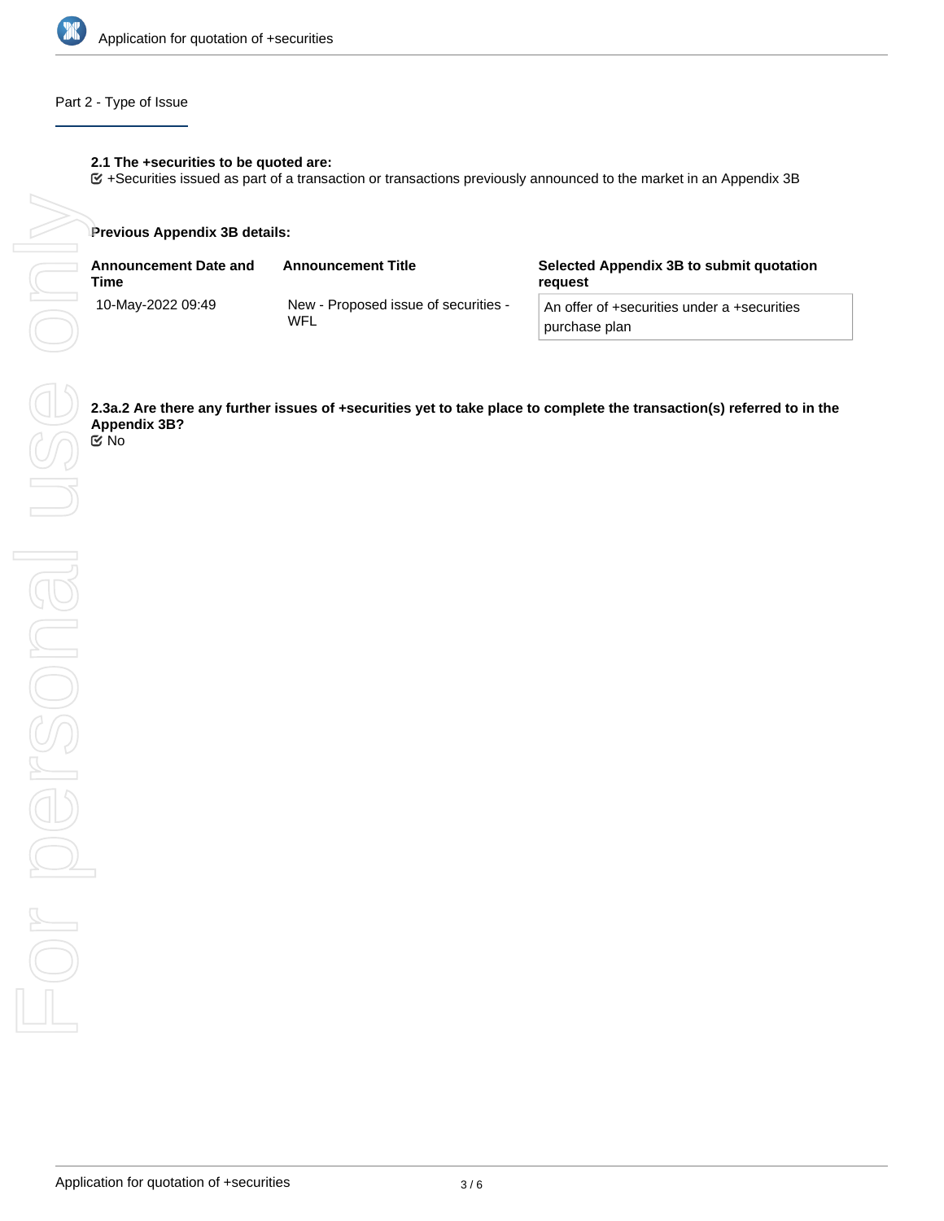## Part 2 - Type of Issue

**2.1 The +securities to be quoted are:**

☑ +Securities issued as part of a transaction or transactions previously announced to the market in an Appendix 3B

**Previous Appendix 3B details:**

| Announcement Date and Time | Announcement Title | Selected Appendix 3B to submit quotation request |
|---|---|---|
| 10-May-2022 09:49 | New - Proposed issue of securities - WFL | An offer of +securities under a +securities purchase plan |

**2.3a.2 Are there any further issues of +securities yet to take place to complete the transaction(s) referred to in the Appendix 3B?**

☑ No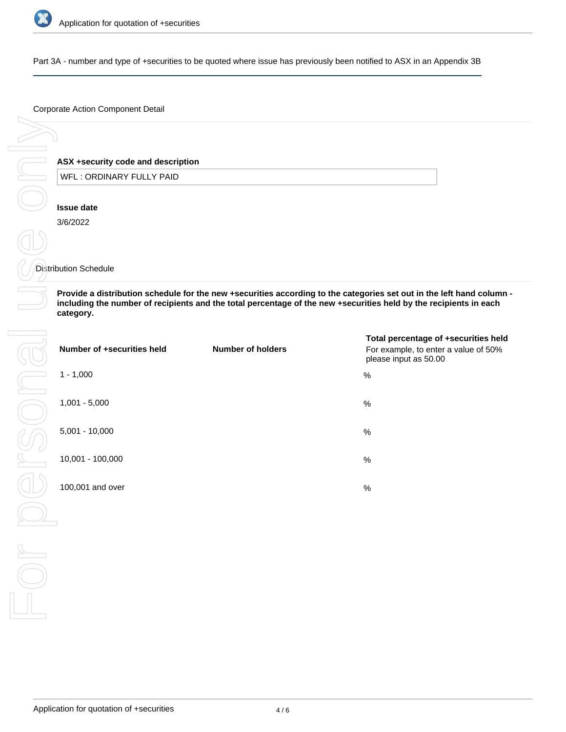Part 3A - number and type of +securities to be quoted where issue has previously been notified to ASX in an Appendix 3B

Corporate Action Component Detail

**ASX +security code and description**

WFL : ORDINARY FULLY PAID

**Issue date**

3/6/2022

Distribution Schedule

**Provide a distribution schedule for the new +securities according to the categories set out in the left hand column - including the number of recipients and the total percentage of the new +securities held by the recipients in each category.**

| Number of +securities held | Number of holders | Total percentage of +securities held<br>For example, to enter a value of 50% please input as 50.00 |
|---|---|---|
| 1 - 1,000 | | % |
| 1,001 - 5,000 | | % |
| 5,001 - 10,000 | | % |
| 10,001 - 100,000 | | % |
| 100,001 and over | | % |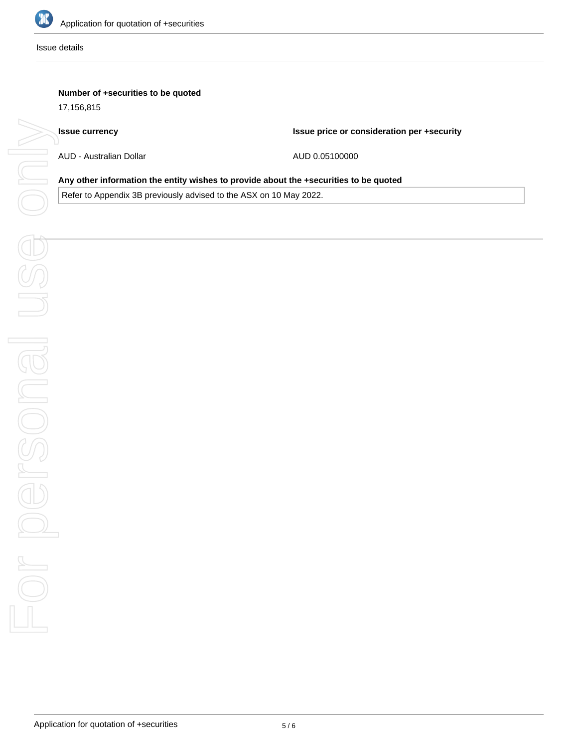Issue details

**Number of +securities to be quoted**

17,156,815

| Issue currency | Issue price or consideration per +security |
| --- | --- |
| AUD - Australian Dollar | AUD 0.05100000 |

**Any other information the entity wishes to provide about the +securities to be quoted**

Refer to Appendix 3B previously advised to the ASX on 10 May 2022.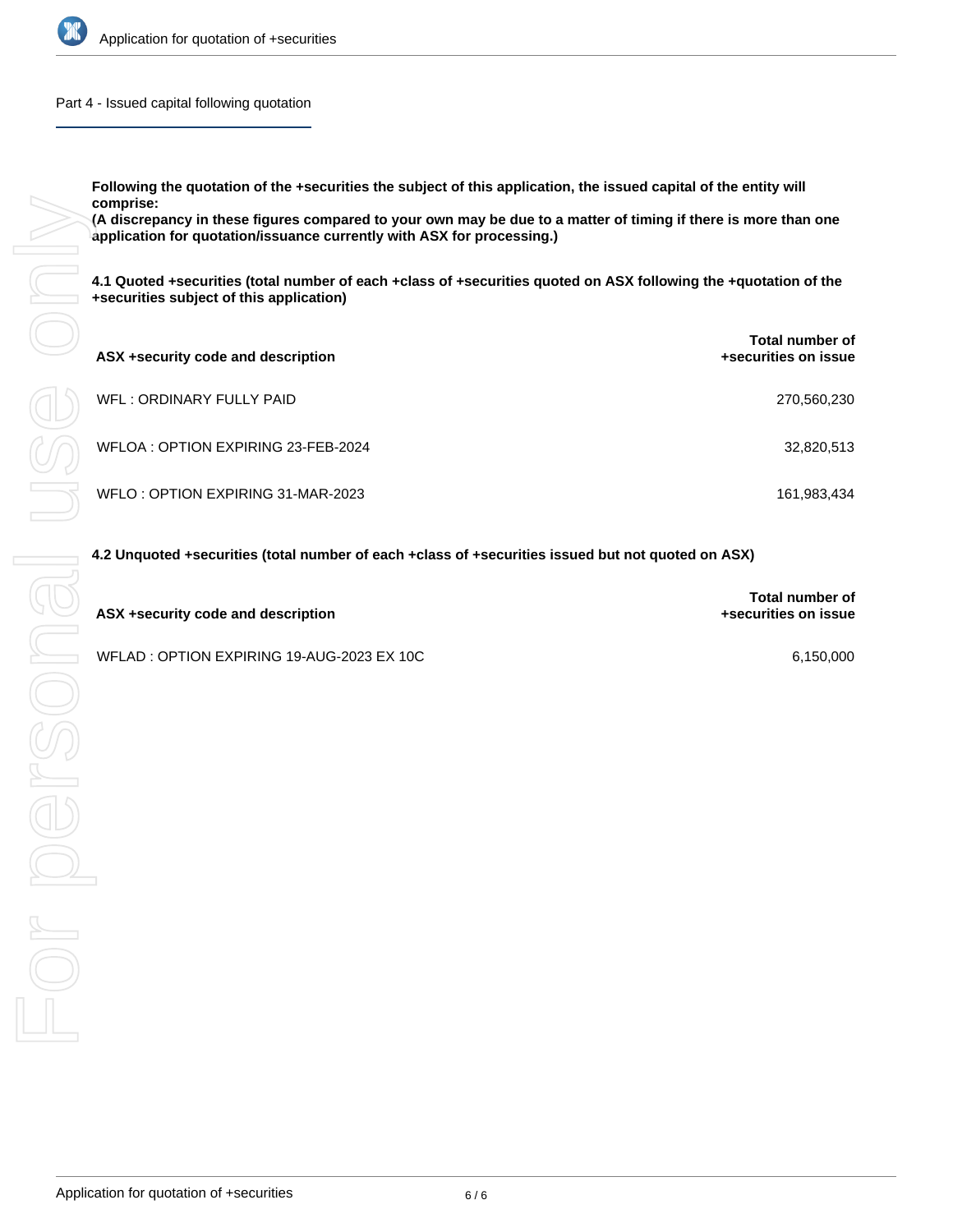## Part 4 - Issued capital following quotation

**Following the quotation of the +securities the subject of this application, the issued capital of the entity will comprise:**
**(A discrepancy in these figures compared to your own may be due to a matter of timing if there is more than one application for quotation/issuance currently with ASX for processing.)**

**4.1 Quoted +securities (total number of each +class of +securities quoted on ASX following the +quotation of the +securities subject of this application)**

| ASX +security code and description | Total number of +securities on issue |
|---|---|
| WFL : ORDINARY FULLY PAID | 270,560,230 |
| WFLOA : OPTION EXPIRING 23-FEB-2024 | 32,820,513 |
| WFLO : OPTION EXPIRING 31-MAR-2023 | 161,983,434 |

**4.2 Unquoted +securities (total number of each +class of +securities issued but not quoted on ASX)**

| ASX +security code and description | Total number of +securities on issue |
|---|---|
| WFLAD : OPTION EXPIRING 19-AUG-2023 EX 10C | 6,150,000 |